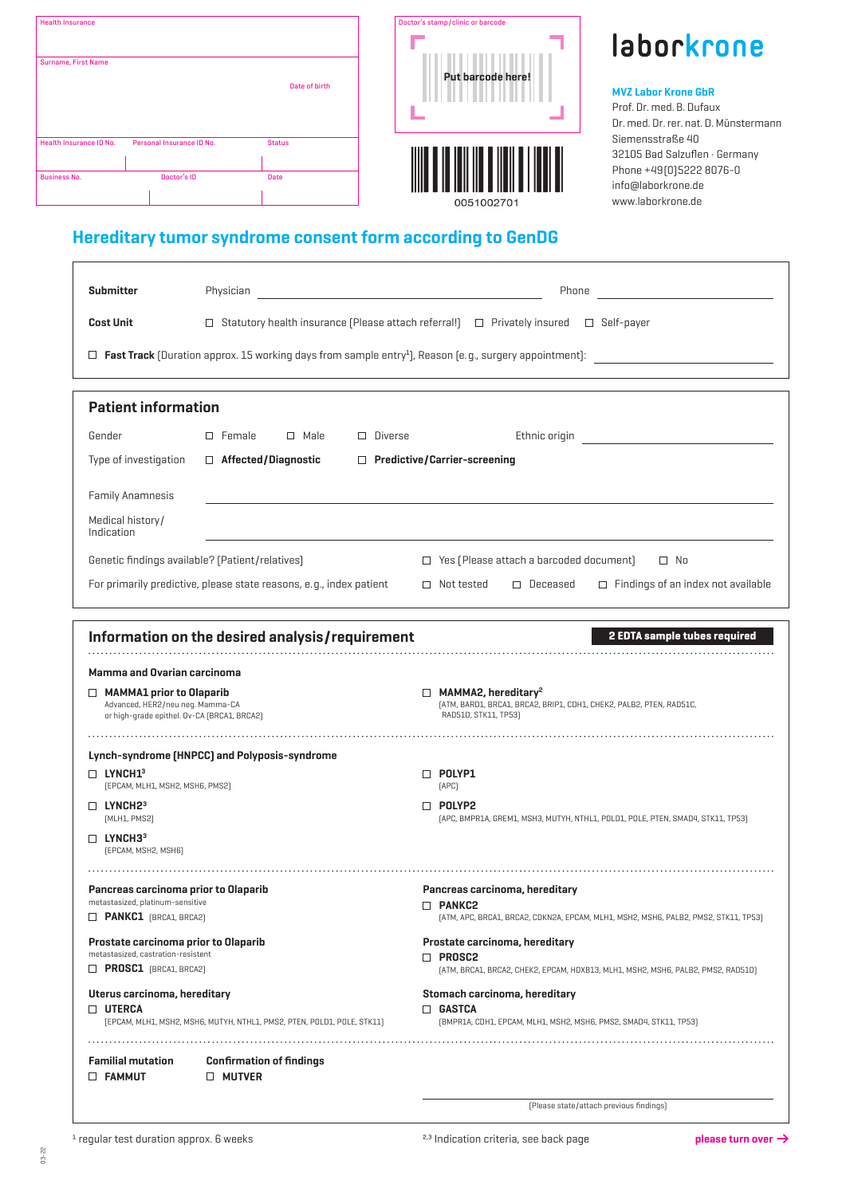| Health Insurance | | |
|---|---|---|
| Surname, First Name | | Date of birth |
| Health Insurance ID No. | Personal Insurance ID No. | Status |
| Business No. | Doctor's ID | Date |

Doctor's stamp/clinic or barcode

Put barcode here!

0051002701

# laborkrone

**MVZ Labor Krone GbR**
Prof. Dr. med. B. Dufaux
Dr. med. Dr. rer. nat. D. Münstermann
Siemensstraße 40
32105 Bad Salzuflen · Germany
Phone +49(0)5222 8076-0
info@laborkrone.de
www.laborkrone.de

## Hereditary tumor syndrome consent form according to GenDG

**Submitter** Physician ________________ Phone ________________

**Cost Unit** ☐ Statutory health insurance (Please attach referral!) ☐ Privately insured ☐ Self-payer

☐ **Fast Track** (Duration approx. 15 working days from sample entry[1]), Reason (e.g., surgery appointment): ________________

### Patient information

Gender ☐ Female ☐ Male ☐ Diverse Ethnic origin ________________

Type of investigation ☐ **Affected/Diagnostic** ☐ **Predictive/Carrier-screening**

Family Anamnesis ________________

Medical history/Indication ________________

Genetic findings available? (Patient/relatives) ☐ Yes (Please attach a barcoded document) ☐ No

For primarily predictive, please state reasons, e.g., index patient ☐ Not tested ☐ Deceased ☐ Findings of an index not available

### Information on the desired analysis/requirement

**2 EDTA sample tubes required**

**Mamma and Ovarian carcinoma**

☐ **MAMMA1 prior to Olaparib**
Advanced, HER2/neu neg. Mamma-CA or high-grade epithel. Ov-CA (BRCA1, BRCA2)

☐ **MAMMA2, hereditary**[2]
(ATM, BARD1, BRCA1, BRCA2, BRIP1, CDH1, CHEK2, PALB2, PTEN, RAD51C, RAD51D, STK11, TP53)

**Lynch-syndrome (HNPCC) and Polyposis-syndrome**

☐ **LYNCH1**[3]
(EPCAM, MLH1, MSH2, MSH6, PMS2)

☐ **LYNCH2**[3]
(MLH1, PMS2)

☐ **LYNCH3**[3]
(EPCAM, MSH2, MSH6)

☐ **POLYP1**
(APC)

☐ **POLYP2**
(APC, BMPR1A, GREM1, MSH3, MUTYH, NTHL1, POLD1, POLE, PTEN, SMAD4, STK11, TP53)

**Pancreas carcinoma prior to Olaparib**
metastasized, platinum-sensitive
☐ **PANKC1** (BRCA1, BRCA2)

**Pancreas carcinoma, hereditary**
☐ **PANKC2**
(ATM, APC, BRCA1, BRCA2, CDKN2A, EPCAM, MLH1, MSH2, MSH6, PALB2, PMS2, STK11, TP53)

**Prostate carcinoma prior to Olaparib**
metastasized, castration-resistent
☐ **PROSC1** (BRCA1, BRCA2)

**Prostate carcinoma, hereditary**
☐ **PROSC2**
(ATM, BRCA1, BRCA2, CHEK2, EPCAM, HOXB13, MLH1, MSH2, MSH6, PALB2, PMS2, RAD51D)

**Uterus carcinoma, hereditary**
☐ **UTERCA**
(EPCAM, MLH1, MSH2, MSH6, MUTYH, NTHL1, PMS2, PTEN, POLD1, POLE, STK11)

**Stomach carcinoma, hereditary**
☐ **GASTCA**
(BMPR1A, CDH1, EPCAM, MLH1, MSH2, MSH6, PMS2, SMAD4, STK11, TP53)

**Familial mutation**
☐ **FAMMUT**

**Confirmation of findings**
☐ **MUTVER**

________________
(Please state/attach previous findings)

[1] regular test duration approx. 6 weeks

[2,3] Indication criteria, see back page

**please turn over →**

03-22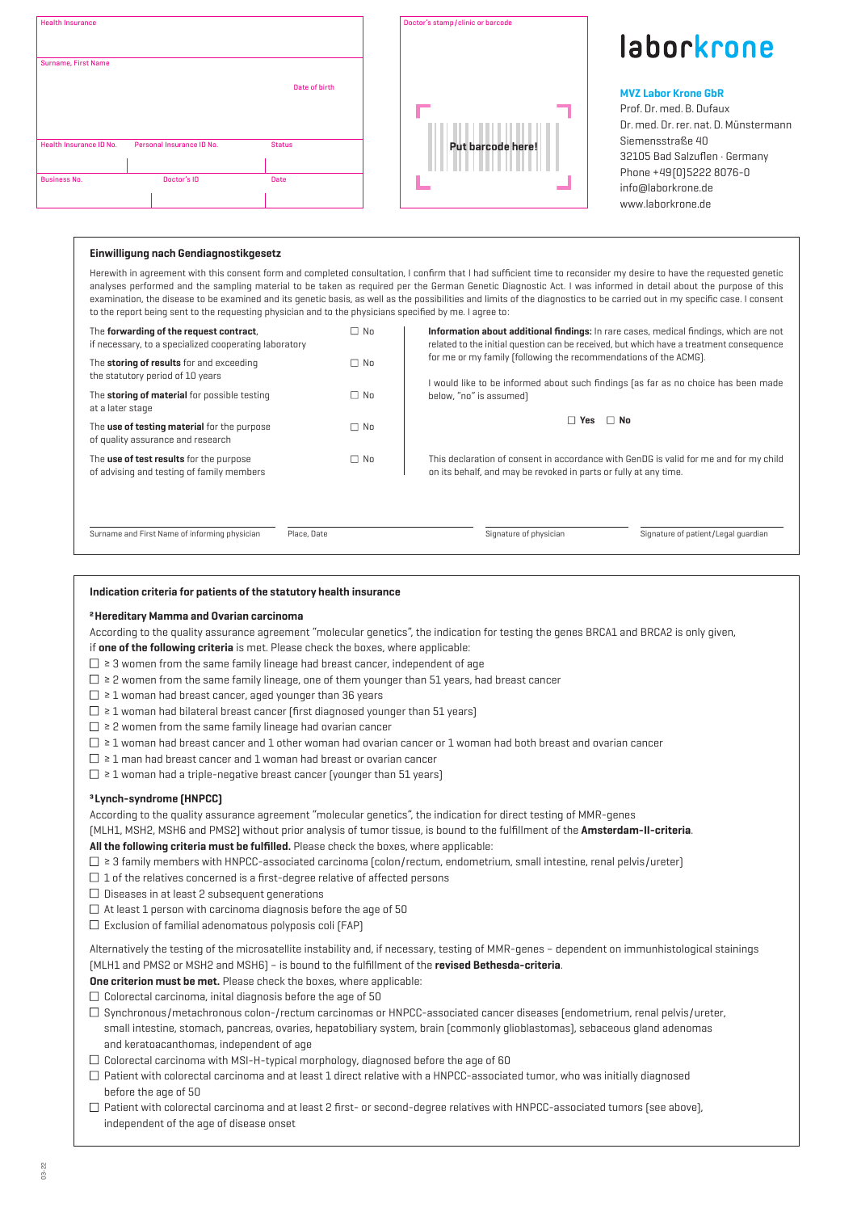| Health Insurance | | |
|---|---|---|
| Surname, First Name | | Date of birth |
| Health Insurance ID No. | Personal Insurance ID No. | Status |
| Business No. | Doctor's ID | Date |

Doctor's stamp/clinic or barcode

Put barcode here!

# laborkrone

**MVZ Labor Krone GbR**
Prof. Dr. med. B. Dufaux
Dr. med. Dr. rer. nat. D. Münstermann
Siemensstraße 40
32105 Bad Salzuflen · Germany
Phone +49(0)5222 8076-0
info@laborkrone.de
www.laborkrone.de

## Einwilligung nach Gendiagnostikgesetz

Herewith in agreement with this consent form and completed consultation, I confirm that I had sufficient time to reconsider my desire to have the requested genetic analyses performed and the sampling material to be taken as required per the German Genetic Diagnostic Act. I was informed in detail about the purpose of this examination, the disease to be examined and its genetic basis, as well as the possibilities and limits of the diagnostics to be carried out in my specific case. I consent to the report being sent to the requesting physician and to the physicians specified by me. I agree to:

| | |
|---|---|
| The **forwarding of the request contract**, if necessary, to a specialized cooperating laboratory | ☐ No |
| The **storing of results** for and exceeding the statutory period of 10 years | ☐ No |
| The **storing of material** for possible testing at a later stage | ☐ No |
| The **use of testing material** for the purpose of quality assurance and research | ☐ No |
| The **use of test results** for the purpose of advising and testing of family members | ☐ No |

**Information about additional findings:** In rare cases, medical findings, which are not related to the initial question can be received, but which have a treatment consequence for me or my family (following the recommendations of the ACMG).

I would like to be informed about such findings (as far as no choice has been made below, "no" is assumed)

☐ **Yes** ☐ **No**

This declaration of consent in accordance with GenDG is valid for me and for my child on its behalf, and may be revoked in parts or fully at any time.

Surname and First Name of informing physician | Place, Date | Signature of physician | Signature of patient/Legal guardian

## Indication criteria for patients of the statutory health insurance

### [2] Hereditary Mamma and Ovarian carcinoma

According to the quality assurance agreement "molecular genetics", the indication for testing the genes BRCA1 and BRCA2 is only given, if **one of the following criteria** is met. Please check the boxes, where applicable:

- ☐ ≥ 3 women from the same family lineage had breast cancer, independent of age
- ☐ ≥ 2 women from the same family lineage, one of them younger than 51 years, had breast cancer
- ☐ ≥ 1 woman had breast cancer, aged younger than 36 years
- ☐ ≥ 1 woman had bilateral breast cancer (first diagnosed younger than 51 years)
- ☐ ≥ 2 women from the same family lineage had ovarian cancer
- ☐ ≥ 1 woman had breast cancer and 1 other woman had ovarian cancer or 1 woman had both breast and ovarian cancer
- ☐ ≥ 1 man had breast cancer and 1 woman had breast or ovarian cancer
- ☐ ≥ 1 woman had a triple-negative breast cancer (younger than 51 years)

### [3] Lynch-syndrome (HNPCC)

According to the quality assurance agreement "molecular genetics", the indication for direct testing of MMR-genes (MLH1, MSH2, MSH6 and PMS2) without prior analysis of tumor tissue, is bound to the fulfillment of the **Amsterdam-II-criteria**.
**All the following criteria must be fulfilled.** Please check the boxes, where applicable:

- ☐ ≥ 3 family members with HNPCC-associated carcinoma (colon/rectum, endometrium, small intestine, renal pelvis/ureter)
- ☐ 1 of the relatives concerned is a first-degree relative of affected persons
- ☐ Diseases in at least 2 subsequent generations
- ☐ At least 1 person with carcinoma diagnosis before the age of 50
- ☐ Exclusion of familial adenomatous polyposis coli (FAP)

Alternatively the testing of the microsatellite instability and, if necessary, testing of MMR-genes – dependent on immunhistological stainings (MLH1 and PMS2 or MSH2 and MSH6) – is bound to the fulfillment of the **revised Bethesda-criteria**.
**One criterion must be met.** Please check the boxes, where applicable:

- ☐ Colorectal carcinoma, inital diagnosis before the age of 50
- ☐ Synchronous/metachronous colon-/rectum carcinomas or HNPCC-associated cancer diseases (endometrium, renal pelvis/ureter, small intestine, stomach, pancreas, ovaries, hepatobiliary system, brain (commonly glioblastomas), sebaceous gland adenomas and keratoacanthomas, independent of age
- ☐ Colorectal carcinoma with MSI-H-typical morphology, diagnosed before the age of 60
- ☐ Patient with colorectal carcinoma and at least 1 direct relative with a HNPCC-associated tumor, who was initially diagnosed before the age of 50
- ☐ Patient with colorectal carcinoma and at least 2 first- or second-degree relatives with HNPCC-associated tumors (see above), independent of the age of disease onset

03-22